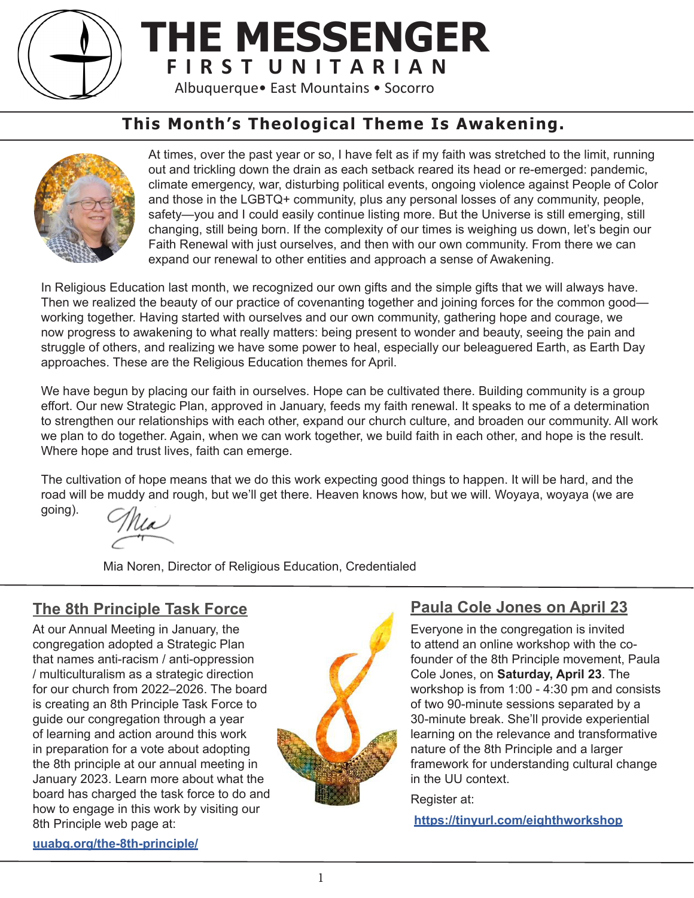# THE MESSENGER

**FIRST UNITARIAN**

Albuquerque• East Mountains • Socorro

## This Month's Theological Theme Is Awakening.

At times, over the past year or so, I have felt as if my faith was stretched to the limit, running out and trickling down the drain as each setback reared its head or re-emerged: pandemic, climate emergency, war, disturbing political events, ongoing violence against People of Color and those in the LGBTQ+ community, plus any personal losses of any community, people, safety—you and I could easily continue listing more. But the Universe is still emerging, still changing, still being born. If the complexity of our times is weighing us down, let's begin our Faith Renewal with just ourselves, and then with our own community. From there we can expand our renewal to other entities and approach a sense of Awakening.

In Religious Education last month, we recognized our own gifts and the simple gifts that we will always have. Then we realized the beauty of our practice of covenanting together and joining forces for the common good—working together. Having started with ourselves and our own community, gathering hope and courage, we now progress to awakening to what really matters: being present to wonder and beauty, seeing the pain and struggle of others, and realizing we have some power to heal, especially our beleaguered Earth, as Earth Day approaches. These are the Religious Education themes for April.

We have begun by placing our faith in ourselves. Hope can be cultivated there. Building community is a group effort. Our new Strategic Plan, approved in January, feeds my faith renewal. It speaks to me of a determination to strengthen our relationships with each other, expand our church culture, and broaden our community. All work we plan to do together. Again, when we can work together, we build faith in each other, and hope is the result. Where hope and trust lives, faith can emerge.

The cultivation of hope means that we do this work expecting good things to happen. It will be hard, and the road will be muddy and rough, but we'll get there. Heaven knows how, but we will. Woyaya, woyaya (we are going).

Mia

Mia Noren, Director of Religious Education, Credentialed

## The 8th Principle Task Force

At our Annual Meeting in January, the congregation adopted a Strategic Plan that names anti-racism / anti-oppression / multiculturalism as a strategic direction for our church from 2022–2026. The board is creating an 8th Principle Task Force to guide our congregation through a year of learning and action around this work in preparation for a vote about adopting the 8th principle at our annual meeting in January 2023. Learn more about what the board has charged the task force to do and how to engage in this work by visiting our 8th Principle web page at:

uuabq.org/the-8th-principle/

## Paula Cole Jones on April 23

Everyone in the congregation is invited to attend an online workshop with the co-founder of the 8th Principle movement, Paula Cole Jones, on **Saturday, April 23**. The workshop is from 1:00 - 4:30 pm and consists of two 90-minute sessions separated by a 30-minute break. She'll provide experiential learning on the relevance and transformative nature of the 8th Principle and a larger framework for understanding cultural change in the UU context.

Register at:

https://tinyurl.com/eighthworkshop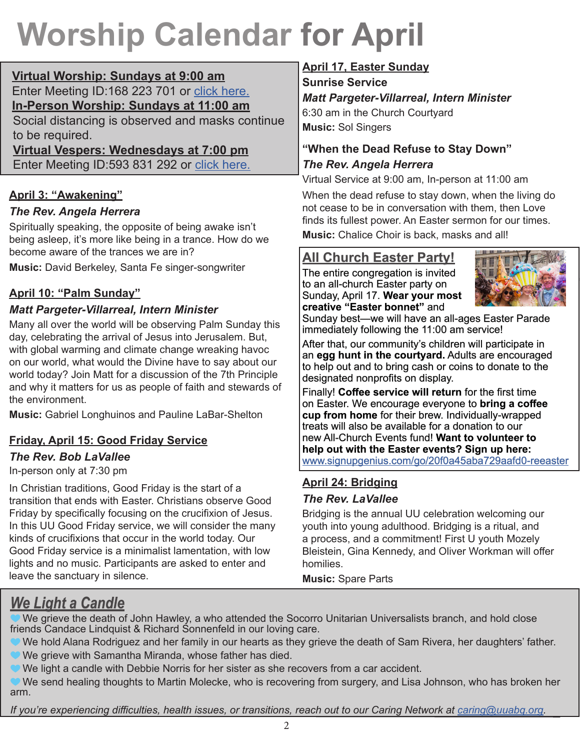# Worship Calendar for April

**Virtual Worship: Sundays at 9:00 am**
Enter Meeting ID:168 223 701 or click here.
**In-Person Worship: Sundays at 11:00 am**
Social distancing is observed and masks continue to be required.
**Virtual Vespers: Wednesdays at 7:00 pm**
Enter Meeting ID:593 831 292 or click here.

## April 3: "Awakening"

***The Rev. Angela Herrera***

Spiritually speaking, the opposite of being awake isn't being asleep, it's more like being in a trance. How do we become aware of the trances we are in?

**Music:** David Berkeley, Santa Fe singer-songwriter

## April 10: "Palm Sunday"

***Matt Pargeter-Villarreal, Intern Minister***

Many all over the world will be observing Palm Sunday this day, celebrating the arrival of Jesus into Jerusalem. But, with global warming and climate change wreaking havoc on our world, what would the Divine have to say about our world today? Join Matt for a discussion of the 7th Principle and why it matters for us as people of faith and stewards of the environment.

**Music:** Gabriel Longhuinos and Pauline LaBar-Shelton

## Friday, April 15: Good Friday Service

***The Rev. Bob LaVallee***

In-person only at 7:30 pm

In Christian traditions, Good Friday is the start of a transition that ends with Easter. Christians observe Good Friday by specifically focusing on the crucifixion of Jesus. In this UU Good Friday service, we will consider the many kinds of crucifixions that occur in the world today. Our Good Friday service is a minimalist lamentation, with low lights and no music. Participants are asked to enter and leave the sanctuary in silence.

## April 17, Easter Sunday

**Sunrise Service**

***Matt Pargeter-Villarreal, Intern Minister***

6:30 am in the Church Courtyard

**Music:** Sol Singers

**"When the Dead Refuse to Stay Down"**

***The Rev. Angela Herrera***

Virtual Service at 9:00 am, In-person at 11:00 am

When the dead refuse to stay down, when the living do not cease to be in conversation with them, then Love finds its fullest power. An Easter sermon for our times.

**Music:** Chalice Choir is back, masks and all!

## All Church Easter Party!

The entire congregation is invited to an all-church Easter party on Sunday, April 17. **Wear your most creative "Easter bonnet"** and Sunday best—we will have an all-ages Easter Parade immediately following the 11:00 am service!

After that, our community's children will participate in an **egg hunt in the courtyard.** Adults are encouraged to help out and to bring cash or coins to donate to the designated nonprofits on display.

Finally! **Coffee service will return** for the first time on Easter. We encourage everyone to **bring a coffee cup from home** for their brew. Individually-wrapped treats will also be available for a donation to our new All-Church Events fund! **Want to volunteer to help out with the Easter events? Sign up here:** www.signupgenius.com/go/20f0a45aba729aafd0-reeaster

## April 24: Bridging

***The Rev. LaVallee***

Bridging is the annual UU celebration welcoming our youth into young adulthood. Bridging is a ritual, and a process, and a commitment! First U youth Mozely Bleistein, Gina Kennedy, and Oliver Workman will offer homilies.

**Music:** Spare Parts

## *We Light a Candle*

- We grieve the death of John Hawley, a who attended the Socorro Unitarian Universalists branch, and hold close friends Candace Lindquist & Richard Sonnenfeld in our loving care.
- We hold Alana Rodriguez and her family in our hearts as they grieve the death of Sam Rivera, her daughters' father.
- We grieve with Samantha Miranda, whose father has died.
- We light a candle with Debbie Norris for her sister as she recovers from a car accident.
- We send healing thoughts to Martin Molecke, who is recovering from surgery, and Lisa Johnson, who has broken her arm.

*If you're experiencing difficulties, health issues, or transitions, reach out to our Caring Network at caring@uuabq.org.*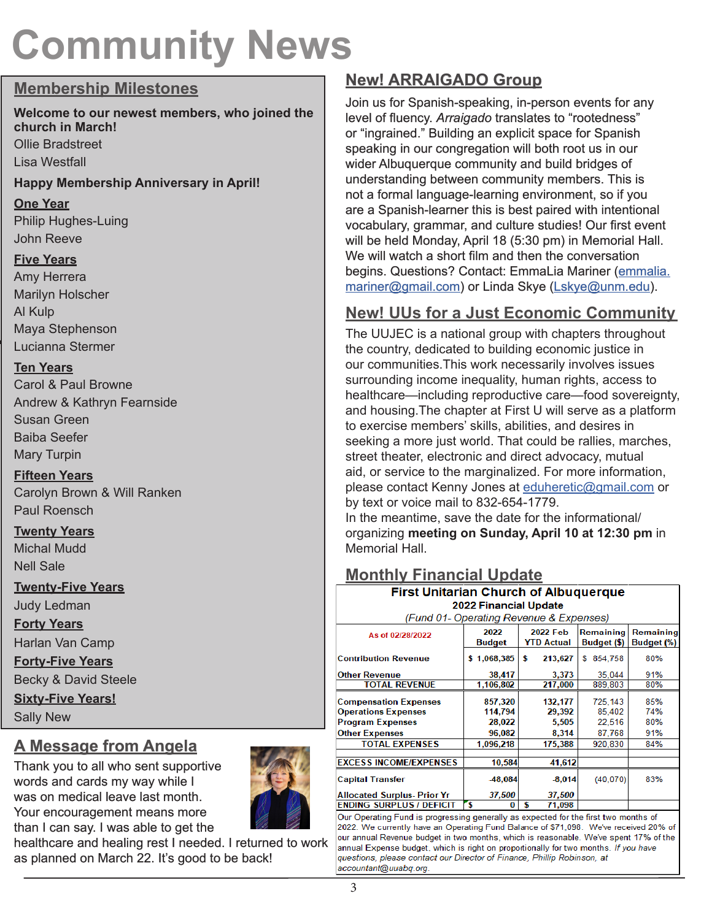# Community News

## Membership Milestones

**Welcome to our newest members, who joined the church in March!**

Ollie Bradstreet
Lisa Westfall

**Happy Membership Anniversary in April!**

**One Year**
Philip Hughes-Luing
John Reeve

**Five Years**
Amy Herrera
Marilyn Holscher
Al Kulp
Maya Stephenson
Lucianna Stermer

**Ten Years**
Carol & Paul Browne
Andrew & Kathryn Fearnside
Susan Green
Baiba Seefer
Mary Turpin

**Fifteen Years**
Carolyn Brown & Will Ranken
Paul Roensch

**Twenty Years**
Michal Mudd
Nell Sale

**Twenty-Five Years**
Judy Ledman

**Forty Years**
Harlan Van Camp

**Forty-Five Years**
Becky & David Steele

**Sixty-Five Years!**
Sally New

## A Message from Angela

Thank you to all who sent supportive words and cards my way while I was on medical leave last month. Your encouragement means more than I can say. I was able to get the healthcare and healing rest I needed. I returned to work as planned on March 22. It's good to be back!

## New! ARRAIGADO Group

Join us for Spanish-speaking, in-person events for any level of fluency. *Arraigado* translates to "rootedness" or "ingrained." Building an explicit space for Spanish speaking in our congregation will both root us in our wider Albuquerque community and build bridges of understanding between community members. This is not a formal language-learning environment, so if you are a Spanish-learner this is best paired with intentional vocabulary, grammar, and culture studies! Our first event will be held Monday, April 18 (5:30 pm) in Memorial Hall. We will watch a short film and then the conversation begins. Questions? Contact: EmmaLia Mariner (emmalia.mariner@gmail.com) or Linda Skye (Lskye@unm.edu).

## New! UUs for a Just Economic Community

The UUJEC is a national group with chapters throughout the country, dedicated to building economic justice in our communities.This work necessarily involves issues surrounding income inequality, human rights, access to healthcare—including reproductive care—food sovereignty, and housing.The chapter at First U will serve as a platform to exercise members' skills, abilities, and desires in seeking a more just world. That could be rallies, marches, street theater, electronic and direct advocacy, mutual aid, or service to the marginalized. For more information, please contact Kenny Jones at eduheretic@gmail.com or by text or voice mail to 832-654-1779.
In the meantime, save the date for the informational/organizing **meeting on Sunday, April 10 at 12:30 pm** in Memorial Hall.

## Monthly Financial Update

**First Unitarian Church of Albuquerque**
**2022 Financial Update**
*(Fund 01- Operating Revenue & Expenses)*

| As of 02/28/2022 | 2022 Budget | 2022 Feb YTD Actual | Remaining Budget ($) | Remaining Budget (%) |
|---|---|---|---|---|
| Contribution Revenue | $ 1,068,385 | $ 213,627 | $ 854,758 | 80% |
| Other Revenue | 38,417 | 3,373 | 35,044 | 91% |
| TOTAL REVENUE | 1,106,802 | 217,000 | 889,803 | 80% |
| Compensation Expenses | 857,320 | 132,177 | 725,143 | 85% |
| Operations Expenses | 114,794 | 29,392 | 85,402 | 74% |
| Program Expenses | 28,022 | 5,505 | 22,516 | 80% |
| Other Expenses | 96,082 | 8,314 | 87,768 | 91% |
| TOTAL EXPENSES | 1,096,218 | 175,388 | 920,830 | 84% |
| EXCESS INCOME/EXPENSES | 10,584 | 41,612 | | |
| Capital Transfer | -48,084 | -8,014 | (40,070) | 83% |
| Allocated Surplus- Prior Yr | *37,500* | *37,500* | | |
| ENDING SURPLUS / DEFICIT | $ 0 | $ 71,098 | | |

Our Operating Fund is progressing generally as expected for the first two months of 2022. We currently have an Operating Fund Balance of $71,098. We've received 20% of our annual Revenue budget in two months, which is reasonable. We've spent 17% of the annual Expense budget, which is right on proportionally for two months. *If you have questions, please contact our Director of Finance, Phillip Robinson, at accountant@uuabq.org.*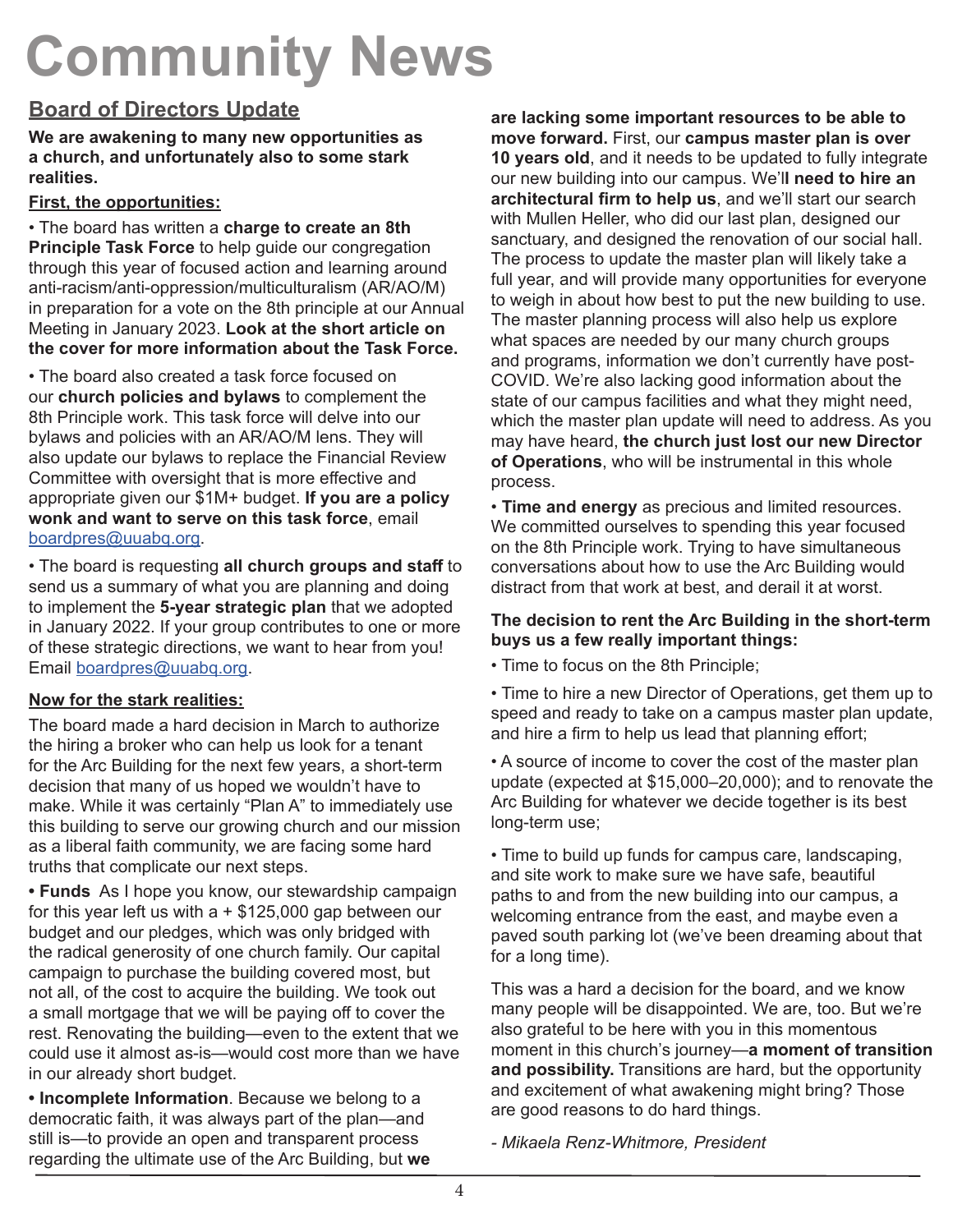# Community News

## Board of Directors Update

**We are awakening to many new opportunities as a church, and unfortunately also to some stark realities.**

**First, the opportunities:**

• The board has written a **charge to create an 8th Principle Task Force** to help guide our congregation through this year of focused action and learning around anti-racism/anti-oppression/multiculturalism (AR/AO/M) in preparation for a vote on the 8th principle at our Annual Meeting in January 2023. **Look at the short article on the cover for more information about the Task Force.**

• The board also created a task force focused on our **church policies and bylaws** to complement the 8th Principle work. This task force will delve into our bylaws and policies with an AR/AO/M lens. They will also update our bylaws to replace the Financial Review Committee with oversight that is more effective and appropriate given our $1M+ budget. **If you are a policy wonk and want to serve on this task force**, email boardpres@uuabq.org.

• The board is requesting **all church groups and staff** to send us a summary of what you are planning and doing to implement the **5-year strategic plan** that we adopted in January 2022. If your group contributes to one or more of these strategic directions, we want to hear from you! Email boardpres@uuabq.org.

**Now for the stark realities:**

The board made a hard decision in March to authorize the hiring a broker who can help us look for a tenant for the Arc Building for the next few years, a short-term decision that many of us hoped we wouldn't have to make. While it was certainly "Plan A" to immediately use this building to serve our growing church and our mission as a liberal faith community, we are facing some hard truths that complicate our next steps.

**• Funds** As I hope you know, our stewardship campaign for this year left us with a + $125,000 gap between our budget and our pledges, which was only bridged with the radical generosity of one church family. Our capital campaign to purchase the building covered most, but not all, of the cost to acquire the building. We took out a small mortgage that we will be paying off to cover the rest. Renovating the building—even to the extent that we could use it almost as-is—would cost more than we have in our already short budget.

**• Incomplete Information**. Because we belong to a democratic faith, it was always part of the plan—and still is—to provide an open and transparent process regarding the ultimate use of the Arc Building, but **we are lacking some important resources to be able to move forward.** First, our **campus master plan is over 10 years old**, and it needs to be updated to fully integrate our new building into our campus. We'l**l need to hire an architectural firm to help us**, and we'll start our search with Mullen Heller, who did our last plan, designed our sanctuary, and designed the renovation of our social hall. The process to update the master plan will likely take a full year, and will provide many opportunities for everyone to weigh in about how best to put the new building to use. The master planning process will also help us explore what spaces are needed by our many church groups and programs, information we don't currently have post-COVID. We're also lacking good information about the state of our campus facilities and what they might need, which the master plan update will need to address. As you may have heard, **the church just lost our new Director of Operations**, who will be instrumental in this whole process.

• **Time and energy** as precious and limited resources. We committed ourselves to spending this year focused on the 8th Principle work. Trying to have simultaneous conversations about how to use the Arc Building would distract from that work at best, and derail it at worst.

**The decision to rent the Arc Building in the short-term buys us a few really important things:**

• Time to focus on the 8th Principle;

• Time to hire a new Director of Operations, get them up to speed and ready to take on a campus master plan update, and hire a firm to help us lead that planning effort;

• A source of income to cover the cost of the master plan update (expected at $15,000–20,000); and to renovate the Arc Building for whatever we decide together is its best long-term use;

• Time to build up funds for campus care, landscaping, and site work to make sure we have safe, beautiful paths to and from the new building into our campus, a welcoming entrance from the east, and maybe even a paved south parking lot (we've been dreaming about that for a long time).

This was a hard a decision for the board, and we know many people will be disappointed. We are, too. But we're also grateful to be here with you in this momentous moment in this church's journey—**a moment of transition and possibility.** Transitions are hard, but the opportunity and excitement of what awakening might bring? Those are good reasons to do hard things.

*- Mikaela Renz-Whitmore, President*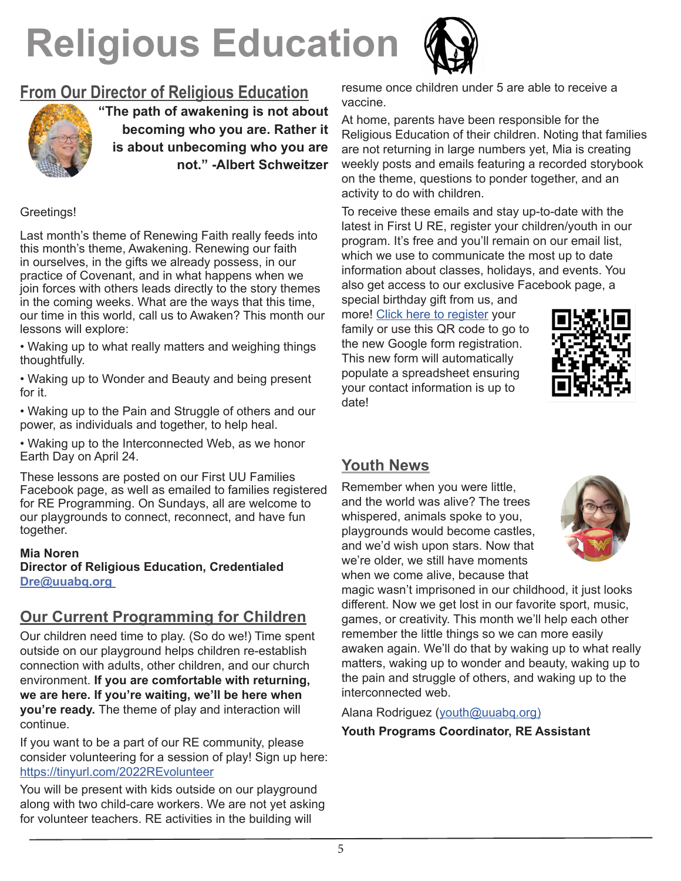# Religious Education

## From Our Director of Religious Education

**"The path of awakening is not about becoming who you are. Rather it is about unbecoming who you are not." -Albert Schweitzer**

Greetings!

Last month's theme of Renewing Faith really feeds into this month's theme, Awakening. Renewing our faith in ourselves, in the gifts we already possess, in our practice of Covenant, and in what happens when we join forces with others leads directly to the story themes in the coming weeks. What are the ways that this time, our time in this world, call us to Awaken? This month our lessons will explore:

- Waking up to what really matters and weighing things thoughtfully.
- Waking up to Wonder and Beauty and being present for it.
- Waking up to the Pain and Struggle of others and our power, as individuals and together, to help heal.
- Waking up to the Interconnected Web, as we honor Earth Day on April 24.

These lessons are posted on our First UU Families Facebook page, as well as emailed to families registered for RE Programming. On Sundays, all are welcome to our playgrounds to connect, reconnect, and have fun together.

**Mia Noren**
**Director of Religious Education, Credentialed**
**Dre@uuabq.org**

## Our Current Programming for Children

Our children need time to play. (So do we!) Time spent outside on our playground helps children re-establish connection with adults, other children, and our church environment. **If you are comfortable with returning, we are here. If you're waiting, we'll be here when you're ready.** The theme of play and interaction will continue.

If you want to be a part of our RE community, please consider volunteering for a session of play! Sign up here: https://tinyurl.com/2022REvolunteer

You will be present with kids outside on our playground along with two child-care workers. We are not yet asking for volunteer teachers. RE activities in the building will resume once children under 5 are able to receive a vaccine.

At home, parents have been responsible for the Religious Education of their children. Noting that families are not returning in large numbers yet, Mia is creating weekly posts and emails featuring a recorded storybook on the theme, questions to ponder together, and an activity to do with children.

To receive these emails and stay up-to-date with the latest in First U RE, register your children/youth in our program. It's free and you'll remain on our email list, which we use to communicate the most up to date information about classes, holidays, and events. You also get access to our exclusive Facebook page, a special birthday gift from us, and more! Click here to register your family or use this QR code to go to the new Google form registration. This new form will automatically populate a spreadsheet ensuring your contact information is up to date!

## Youth News

Remember when you were little, and the world was alive? The trees whispered, animals spoke to you, playgrounds would become castles, and we'd wish upon stars. Now that we're older, we still have moments when we come alive, because that magic wasn't imprisoned in our childhood, it just looks different. Now we get lost in our favorite sport, music, games, or creativity. This month we'll help each other remember the little things so we can more easily awaken again. We'll do that by waking up to what really matters, waking up to wonder and beauty, waking up to the pain and struggle of others, and waking up to the interconnected web.

Alana Rodriguez (youth@uuabq.org)

**Youth Programs Coordinator, RE Assistant**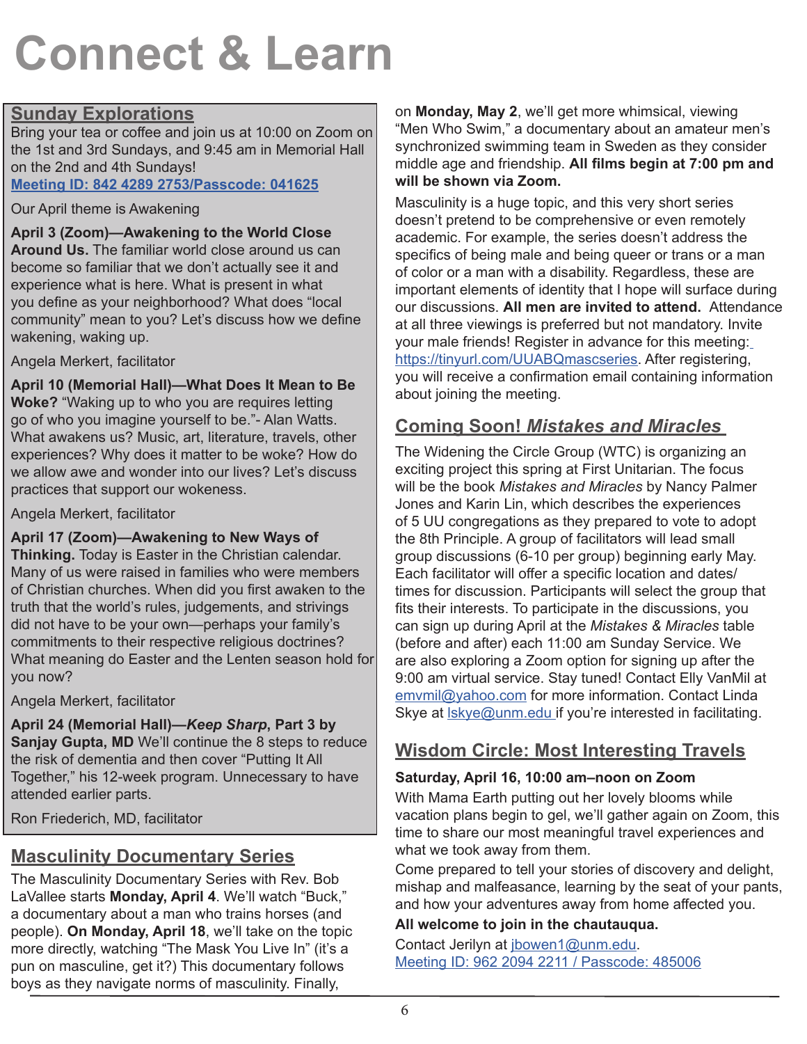# Connect & Learn

## Sunday Explorations

Bring your tea or coffee and join us at 10:00 on Zoom on the 1st and 3rd Sundays, and 9:45 am in Memorial Hall on the 2nd and 4th Sundays!

**Meeting ID: 842 4289 2753/Passcode: 041625**

Our April theme is Awakening

**April 3 (Zoom)—Awakening to the World Close Around Us.** The familiar world close around us can become so familiar that we don't actually see it and experience what is here. What is present in what you define as your neighborhood? What does "local community" mean to you? Let's discuss how we define wakening, waking up.

Angela Merkert, facilitator

**April 10 (Memorial Hall)—What Does It Mean to Be Woke?** "Waking up to who you are requires letting go of who you imagine yourself to be."- Alan Watts. What awakens us? Music, art, literature, travels, other experiences? Why does it matter to be woke? How do we allow awe and wonder into our lives? Let's discuss practices that support our wokeness.

Angela Merkert, facilitator

**April 17 (Zoom)—Awakening to New Ways of Thinking.** Today is Easter in the Christian calendar. Many of us were raised in families who were members of Christian churches. When did you first awaken to the truth that the world's rules, judgements, and strivings did not have to be your own—perhaps your family's commitments to their respective religious doctrines? What meaning do Easter and the Lenten season hold for you now?

Angela Merkert, facilitator

**April 24 (Memorial Hall)—*Keep Sharp*, Part 3 by Sanjay Gupta, MD** We'll continue the 8 steps to reduce the risk of dementia and then cover "Putting It All Together," his 12-week program. Unnecessary to have attended earlier parts.

Ron Friederich, MD, facilitator

## Masculinity Documentary Series

The Masculinity Documentary Series with Rev. Bob LaVallee starts **Monday, April 4**. We'll watch "Buck," a documentary about a man who trains horses (and people). **On Monday, April 18**, we'll take on the topic more directly, watching "The Mask You Live In" (it's a pun on masculine, get it?) This documentary follows boys as they navigate norms of masculinity. Finally, on **Monday, May 2**, we'll get more whimsical, viewing "Men Who Swim," a documentary about an amateur men's synchronized swimming team in Sweden as they consider middle age and friendship. **All films begin at 7:00 pm and will be shown via Zoom.**

Masculinity is a huge topic, and this very short series doesn't pretend to be comprehensive or even remotely academic. For example, the series doesn't address the specifics of being male and being queer or trans or a man of color or a man with a disability. Regardless, these are important elements of identity that I hope will surface during our discussions. **All men are invited to attend.** Attendance at all three viewings is preferred but not mandatory. Invite your male friends! Register in advance for this meeting: https://tinyurl.com/UUABQmascseries. After registering, you will receive a confirmation email containing information about joining the meeting.

## Coming Soon! *Mistakes and Miracles*

The Widening the Circle Group (WTC) is organizing an exciting project this spring at First Unitarian. The focus will be the book *Mistakes and Miracles* by Nancy Palmer Jones and Karin Lin, which describes the experiences of 5 UU congregations as they prepared to vote to adopt the 8th Principle. A group of facilitators will lead small group discussions (6-10 per group) beginning early May. Each facilitator will offer a specific location and dates/times for discussion. Participants will select the group that fits their interests. To participate in the discussions, you can sign up during April at the *Mistakes & Miracles* table (before and after) each 11:00 am Sunday Service. We are also exploring a Zoom option for signing up after the 9:00 am virtual service. Stay tuned! Contact Elly VanMil at emvmil@yahoo.com for more information. Contact Linda Skye at lskye@unm.edu if you're interested in facilitating.

## Wisdom Circle: Most Interesting Travels

**Saturday, April 16, 10:00 am–noon on Zoom**

With Mama Earth putting out her lovely blooms while vacation plans begin to gel, we'll gather again on Zoom, this time to share our most meaningful travel experiences and what we took away from them.

Come prepared to tell your stories of discovery and delight, mishap and malfeasance, learning by the seat of your pants, and how your adventures away from home affected you.

**All welcome to join in the chautauqua.**

Contact Jerilyn at jbowen1@unm.edu.
Meeting ID: 962 2094 2211 / Passcode: 485006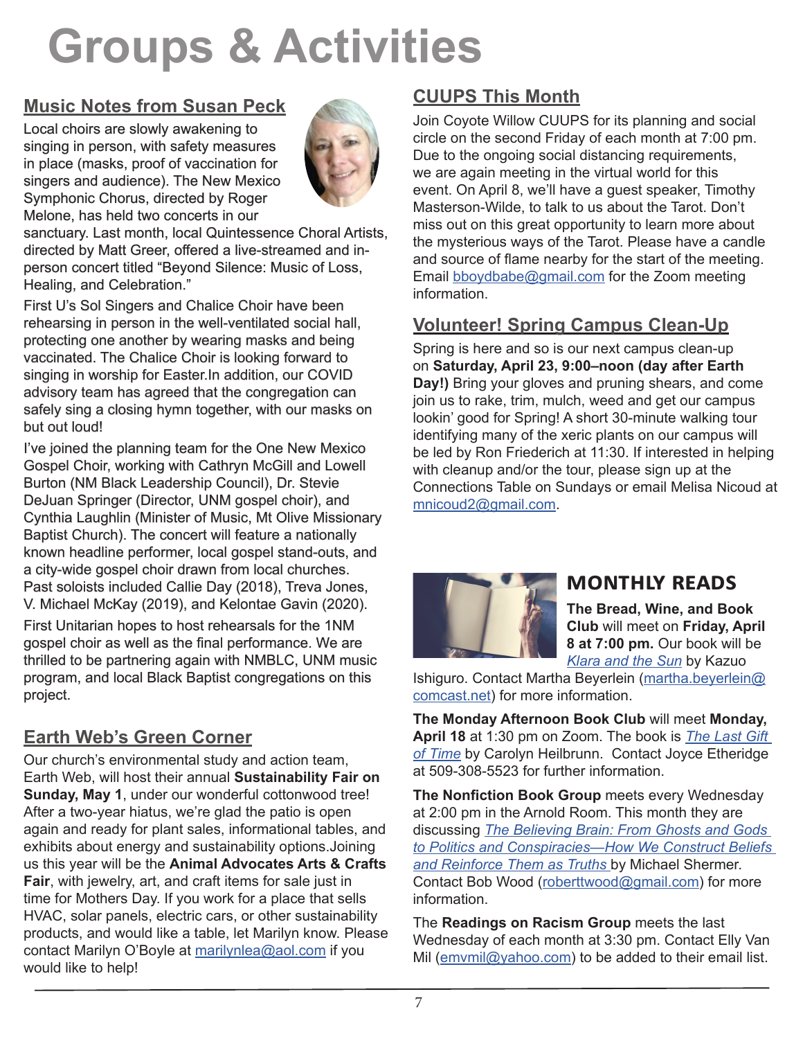# Groups & Activities

## Music Notes from Susan Peck

Local choirs are slowly awakening to singing in person, with safety measures in place (masks, proof of vaccination for singers and audience). The New Mexico Symphonic Chorus, directed by Roger Melone, has held two concerts in our sanctuary. Last month, local Quintessence Choral Artists, directed by Matt Greer, offered a live-streamed and in-person concert titled "Beyond Silence: Music of Loss, Healing, and Celebration."

First U's Sol Singers and Chalice Choir have been rehearsing in person in the well-ventilated social hall, protecting one another by wearing masks and being vaccinated. The Chalice Choir is looking forward to singing in worship for Easter.In addition, our COVID advisory team has agreed that the congregation can safely sing a closing hymn together, with our masks on but out loud!

I've joined the planning team for the One New Mexico Gospel Choir, working with Cathryn McGill and Lowell Burton (NM Black Leadership Council), Dr. Stevie DeJuan Springer (Director, UNM gospel choir), and Cynthia Laughlin (Minister of Music, Mt Olive Missionary Baptist Church). The concert will feature a nationally known headline performer, local gospel stand-outs, and a city-wide gospel choir drawn from local churches. Past soloists included Callie Day (2018), Treva Jones, V. Michael McKay (2019), and Kelontae Gavin (2020).

First Unitarian hopes to host rehearsals for the 1NM gospel choir as well as the final performance. We are thrilled to be partnering again with NMBLC, UNM music program, and local Black Baptist congregations on this project.

## Earth Web's Green Corner

Our church's environmental study and action team, Earth Web, will host their annual **Sustainability Fair on Sunday, May 1**, under our wonderful cottonwood tree! After a two-year hiatus, we're glad the patio is open again and ready for plant sales, informational tables, and exhibits about energy and sustainability options.Joining us this year will be the **Animal Advocates Arts & Crafts Fair**, with jewelry, art, and craft items for sale just in time for Mothers Day. If you work for a place that sells HVAC, solar panels, electric cars, or other sustainability products, and would like a table, let Marilyn know. Please contact Marilyn O'Boyle at marilynlea@aol.com if you would like to help!

## CUUPS This Month

Join Coyote Willow CUUPS for its planning and social circle on the second Friday of each month at 7:00 pm. Due to the ongoing social distancing requirements, we are again meeting in the virtual world for this event. On April 8, we'll have a guest speaker, Timothy Masterson-Wilde, to talk to us about the Tarot. Don't miss out on this great opportunity to learn more about the mysterious ways of the Tarot. Please have a candle and source of flame nearby for the start of the meeting. Email bboydbabe@gmail.com for the Zoom meeting information.

## Volunteer! Spring Campus Clean-Up

Spring is here and so is our next campus clean-up on **Saturday, April 23, 9:00–noon (day after Earth Day!)** Bring your gloves and pruning shears, and come join us to rake, trim, mulch, weed and get our campus lookin' good for Spring! A short 30-minute walking tour identifying many of the xeric plants on our campus will be led by Ron Friederich at 11:30. If interested in helping with cleanup and/or the tour, please sign up at the Connections Table on Sundays or email Melisa Nicoud at mnicoud2@gmail.com.

## MONTHLY READS

**The Bread, Wine, and Book Club** will meet on **Friday, April 8 at 7:00 pm.** Our book will be *Klara and the Sun* by Kazuo Ishiguro. Contact Martha Beyerlein (martha.beyerlein@comcast.net) for more information.

**The Monday Afternoon Book Club** will meet **Monday, April 18** at 1:30 pm on Zoom. The book is *The Last Gift of Time* by Carolyn Heilbrunn. Contact Joyce Etheridge at 509-308-5523 for further information.

**The Nonfiction Book Group** meets every Wednesday at 2:00 pm in the Arnold Room. This month they are discussing *The Believing Brain: From Ghosts and Gods to Politics and Conspiracies—How We Construct Beliefs and Reinforce Them as Truths* by Michael Shermer. Contact Bob Wood (roberttwood@gmail.com) for more information.

The **Readings on Racism Group** meets the last Wednesday of each month at 3:30 pm. Contact Elly Van Mil (emvmil@yahoo.com) to be added to their email list.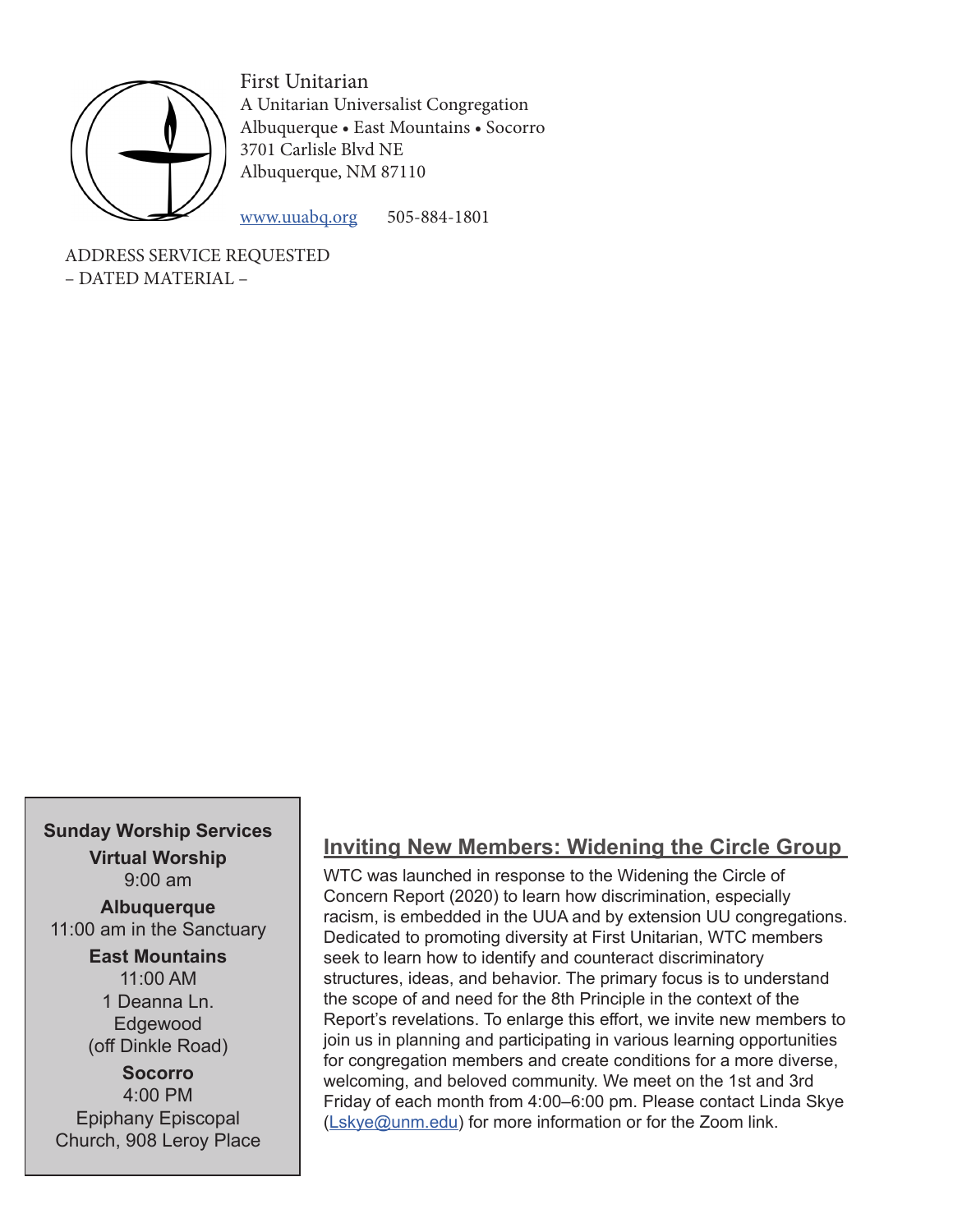First Unitarian
A Unitarian Universalist Congregation
Albuquerque • East Mountains • Socorro
3701 Carlisle Blvd NE
Albuquerque, NM 87110

www.uuabq.org 505-884-1801

ADDRESS SERVICE REQUESTED
– DATED MATERIAL –

**Sunday Worship Services**

**Virtual Worship**
9:00 am

**Albuquerque**
11:00 am in the Sanctuary

**East Mountains**
11:00 AM
1 Deanna Ln.
Edgewood
(off Dinkle Road)

**Socorro**
4:00 PM
Epiphany Episcopal
Church, 908 Leroy Place

## Inviting New Members: Widening the Circle Group

WTC was launched in response to the Widening the Circle of Concern Report (2020) to learn how discrimination, especially racism, is embedded in the UUA and by extension UU congregations. Dedicated to promoting diversity at First Unitarian, WTC members seek to learn how to identify and counteract discriminatory structures, ideas, and behavior. The primary focus is to understand the scope of and need for the 8th Principle in the context of the Report's revelations. To enlarge this effort, we invite new members to join us in planning and participating in various learning opportunities for congregation members and create conditions for a more diverse, welcoming, and beloved community. We meet on the 1st and 3rd Friday of each month from 4:00–6:00 pm. Please contact Linda Skye (Lskye@unm.edu) for more information or for the Zoom link.